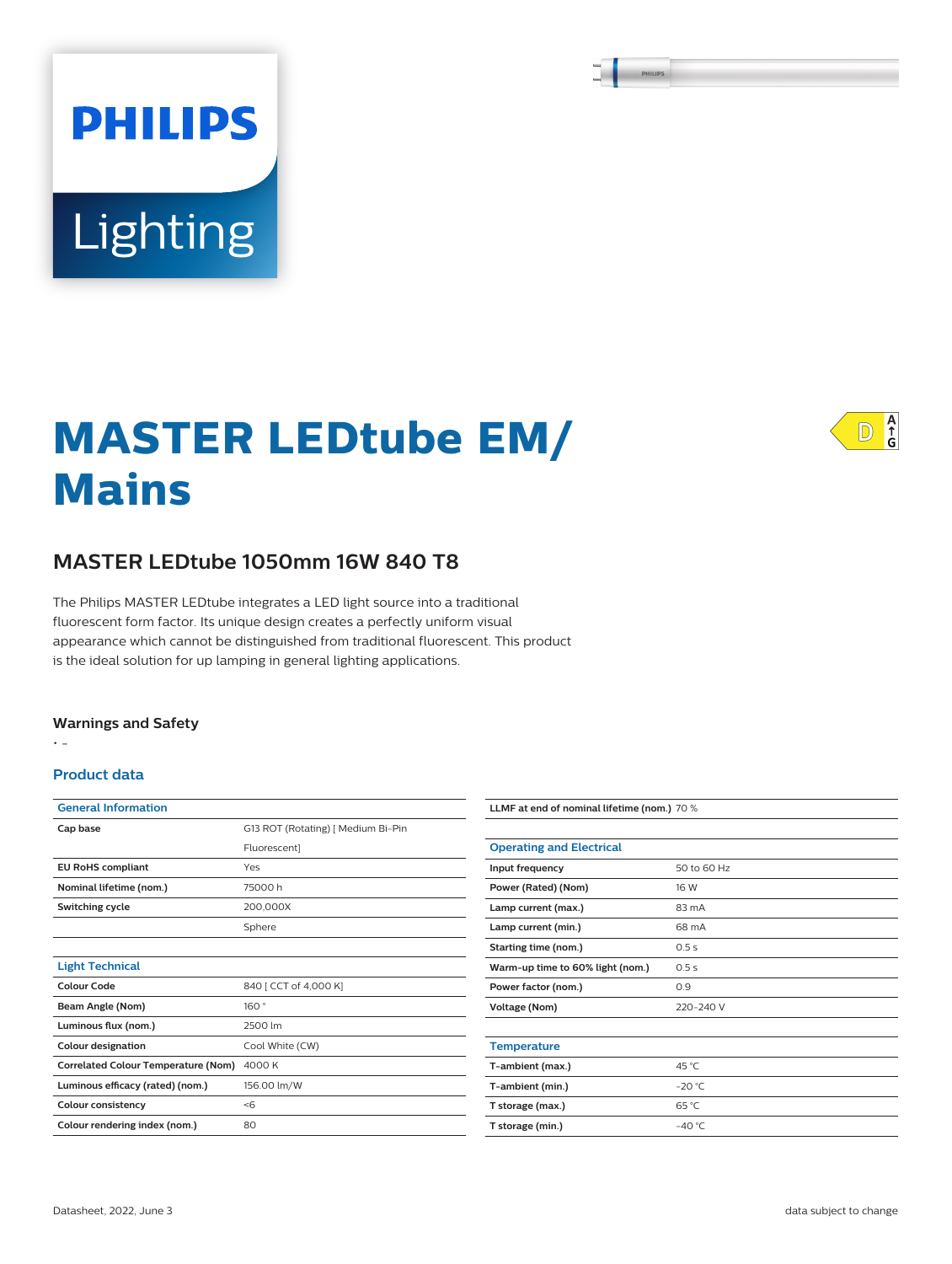PHILIPS

Lighting

# MASTER LEDtube EM/ Mains

## MASTER LEDtube 1050mm 16W 840 T8

The Philips MASTER LEDtube integrates a LED light source into a traditional fluorescent form factor. Its unique design creates a perfectly uniform visual appearance which cannot be distinguished from traditional fluorescent. This product is the ideal solution for up lamping in general lighting applications.

### Warnings and Safety

- -

### Product data

| General Information | |
|---|---|
| Cap base | G13 ROT (Rotating) [ Medium Bi-Pin Fluorescent] |
| EU RoHS compliant | Yes |
| Nominal lifetime (nom.) | 75000 h |
| Switching cycle | 200,000X |
| | Sphere |

| Light Technical | |
|---|---|
| Colour Code | 840 [ CCT of 4,000 K] |
| Beam Angle (Nom) | 160 ° |
| Luminous flux (nom.) | 2500 lm |
| Colour designation | Cool White (CW) |
| Correlated Colour Temperature (Nom) | 4000 K |
| Luminous efficacy (rated) (nom.) | 156.00 lm/W |
| Colour consistency | <6 |
| Colour rendering index (nom.) | 80 |
| LLMF at end of nominal lifetime (nom.) | 70 % |

| Operating and Electrical | |
|---|---|
| Input frequency | 50 to 60 Hz |
| Power (Rated) (Nom) | 16 W |
| Lamp current (max.) | 83 mA |
| Lamp current (min.) | 68 mA |
| Starting time (nom.) | 0.5 s |
| Warm-up time to 60% light (nom.) | 0.5 s |
| Power factor (nom.) | 0.9 |
| Voltage (Nom) | 220-240 V |

| Temperature | |
|---|---|
| T-ambient (max.) | 45 °C |
| T-ambient (min.) | -20 °C |
| T storage (max.) | 65 °C |
| T storage (min.) | -40 °C |

Datasheet, 2022, June 3

data subject to change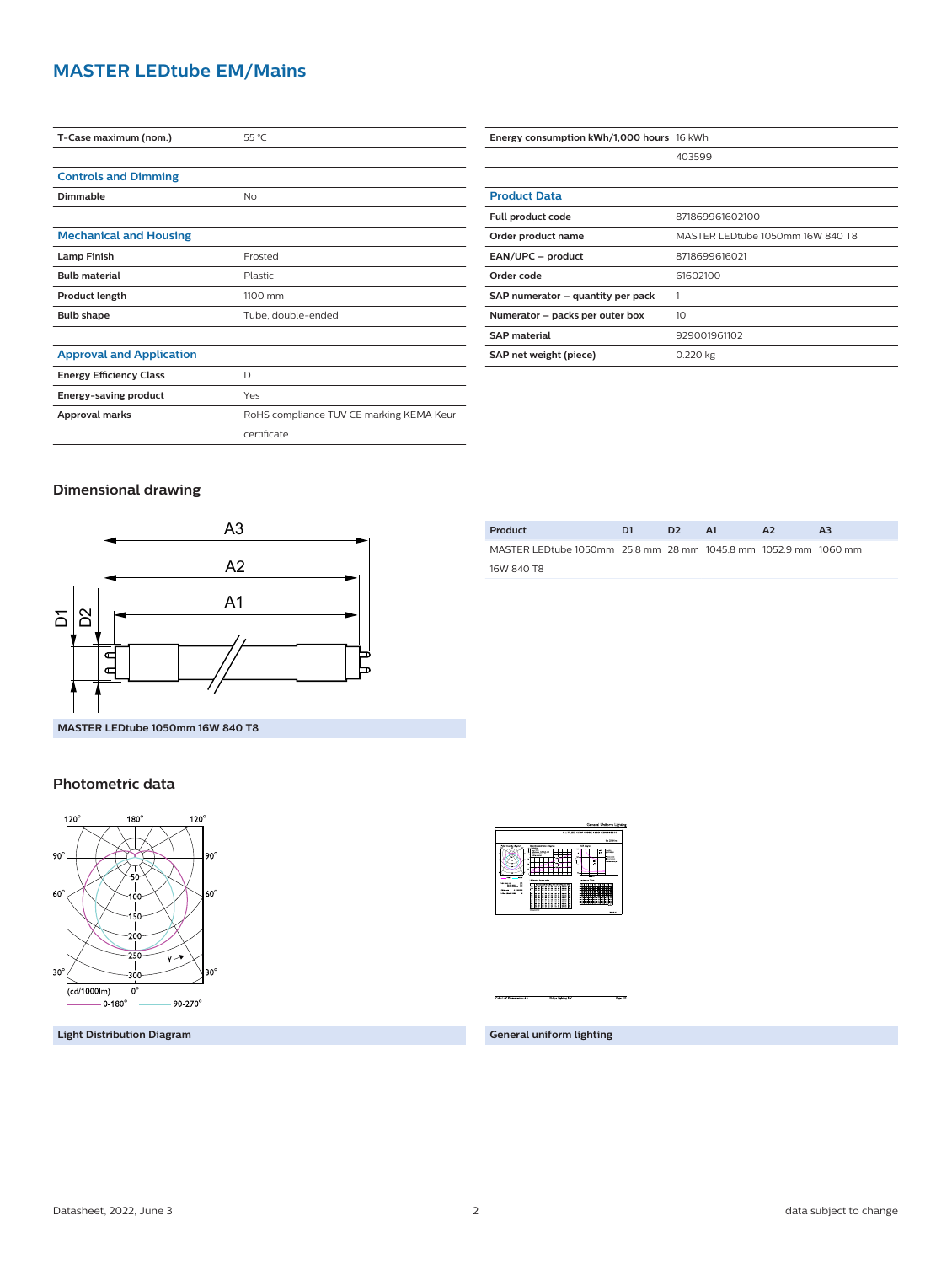# MASTER LEDtube EM/Mains

| | |
|---|---|
| **T-Case maximum (nom.)** | 55 °C |

## Controls and Dimming

| | |
|---|---|
| **Dimmable** | No |

## Mechanical and Housing

| | |
|---|---|
| **Lamp Finish** | Frosted |
| **Bulb material** | Plastic |
| **Product length** | 1100 mm |
| **Bulb shape** | Tube, double-ended |

## Approval and Application

| | |
|---|---|
| **Energy Efficiency Class** | D |
| **Energy-saving product** | Yes |
| **Approval marks** | RoHS compliance TUV CE marking KEMA Keur certificate |

| | |
|---|---|
| **Energy consumption kWh/1,000 hours** | 16 kWh |
| | 403599 |

## Product Data

| | |
|---|---|
| **Full product code** | 871869961602100 |
| **Order product name** | MASTER LEDtube 1050mm 16W 840 T8 |
| **EAN/UPC – product** | 8718699616021 |
| **Order code** | 61602100 |
| **SAP numerator – quantity per pack** | 1 |
| **Numerator – packs per outer box** | 10 |
| **SAP material** | 929001961102 |
| **SAP net weight (piece)** | 0.220 kg |

## Dimensional drawing

MASTER LEDtube 1050mm 16W 840 T8

| Product | D1 | D2 | A1 | A2 | A3 |
|---|---|---|---|---|---|
| MASTER LEDtube 1050mm 16W 840 T8 | 25.8 mm | 28 mm | 1045.8 mm | 1052.9 mm | 1060 mm |

## Photometric data

Light Distribution Diagram

General uniform lighting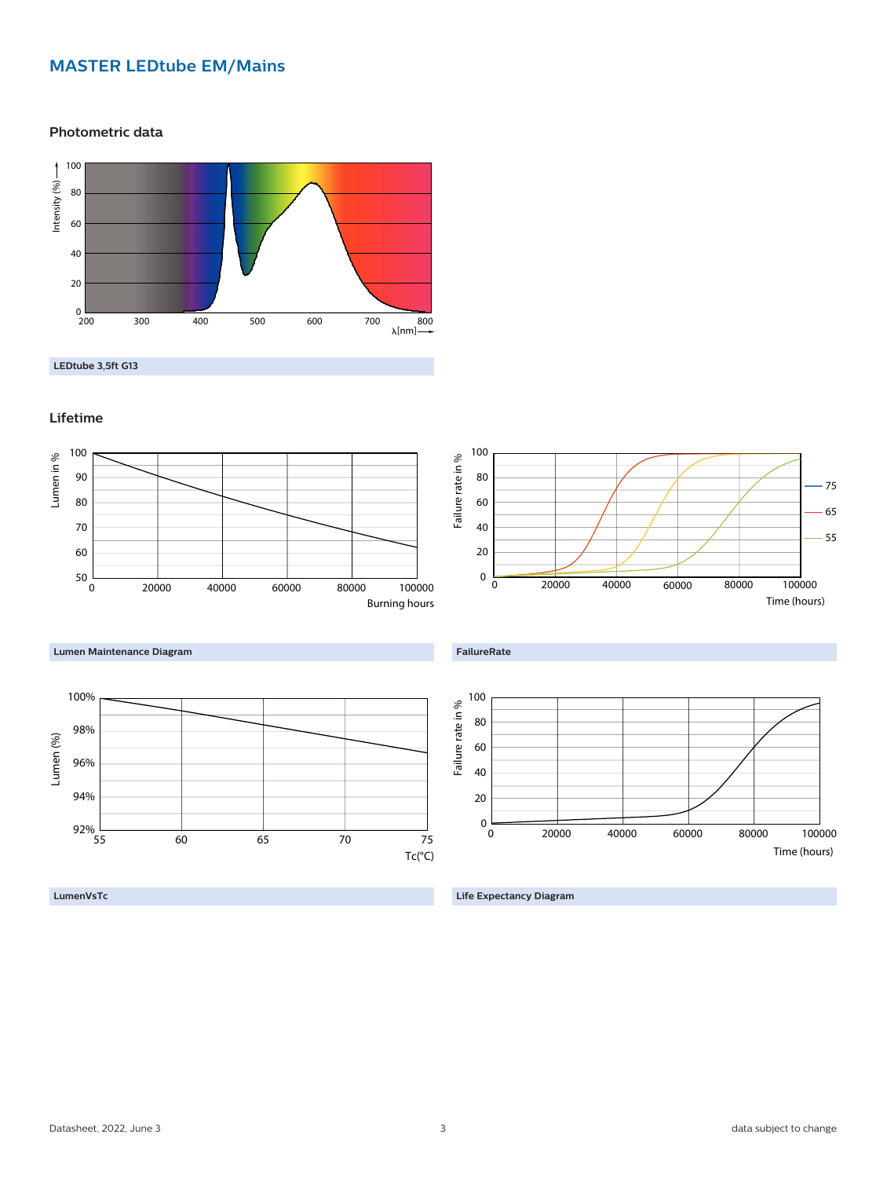## MASTER LEDtube EM/Mains

### Photometric data

LEDtube 3,5ft G13

### Lifetime

Lumen Maintenance Diagram

FailureRate

LumenVsTc

Life Expectancy Diagram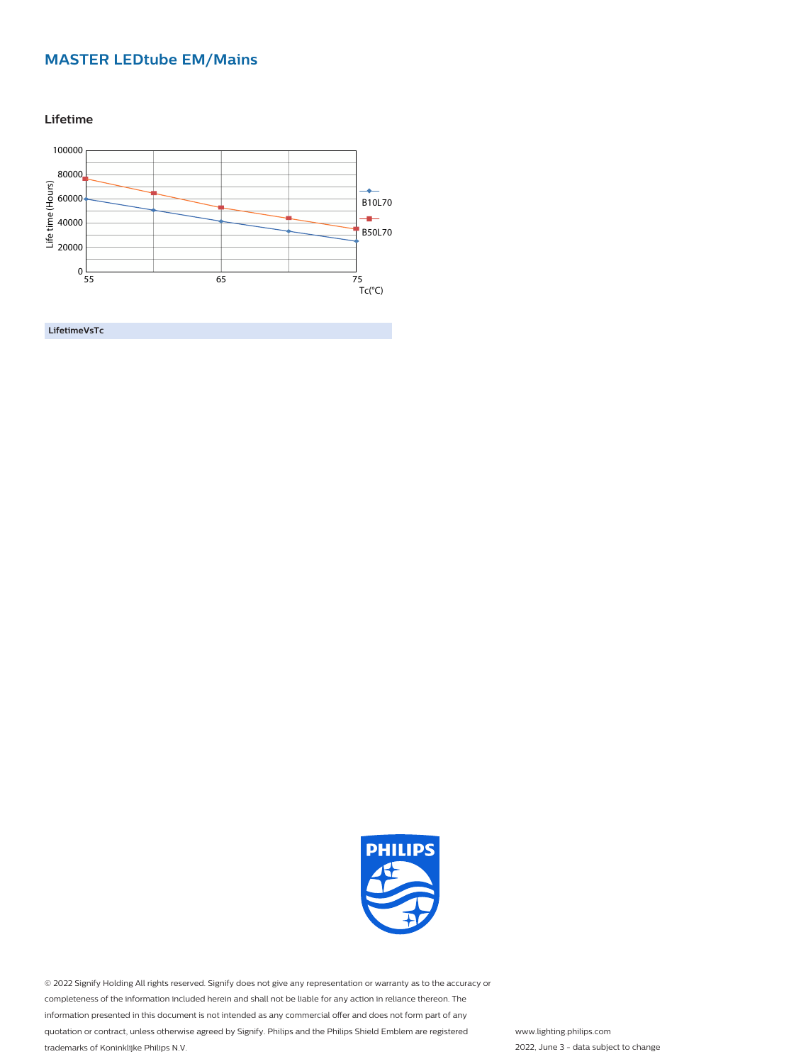## MASTER LEDtube EM/Mains

### Lifetime

100000
80000
60000
40000
20000
0
Life time (Hours)
55
65
75
Tc(°C)
B10L70
B50L70

**LifetimeVsTc**

© 2022 Signify Holding All rights reserved. Signify does not give any representation or warranty as to the accuracy or completeness of the information included herein and shall not be liable for any action in reliance thereon. The information presented in this document is not intended as any commercial offer and does not form part of any quotation or contract, unless otherwise agreed by Signify. Philips and the Philips Shield Emblem are registered trademarks of Koninklijke Philips N.V.

www.lighting.philips.com
2022, June 3 - data subject to change